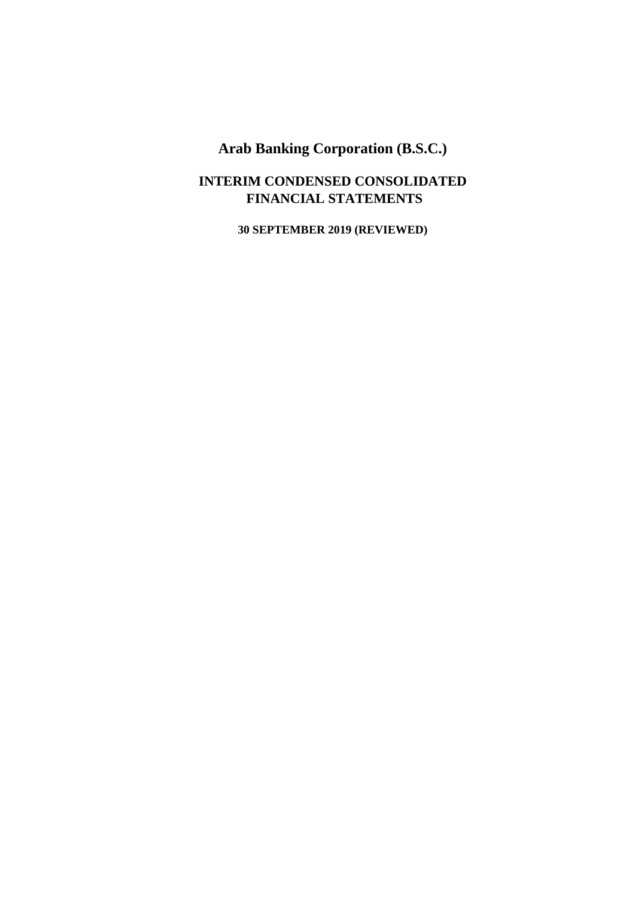# Arab Banking Corporation (B.S.C.)

## INTERIM CONDENSED CONSOLIDATED FINANCIAL STATEMENTS

### 30 SEPTEMBER 2019 (REVIEWED)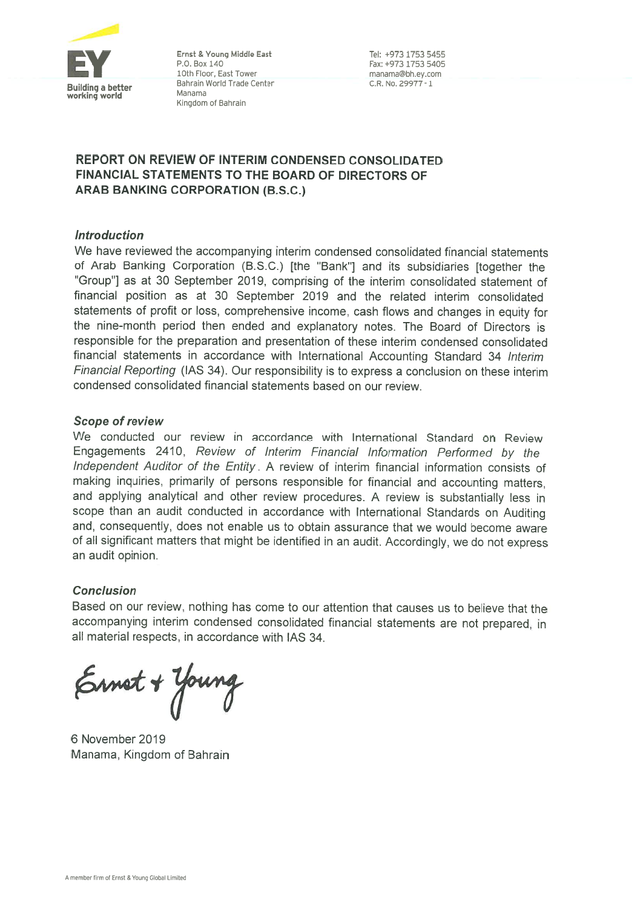Ernst & Young Middle East
P.O. Box 140
10th Floor, East Tower
Bahrain World Trade Center
Manama
Kingdom of Bahrain

Tel: +973 1753 5455
Fax: +973 1753 5405
manama@bh.ey.com
C.R. No. 29977 - 1

# REPORT ON REVIEW OF INTERIM CONDENSED CONSOLIDATED FINANCIAL STATEMENTS TO THE BOARD OF DIRECTORS OF ARAB BANKING CORPORATION (B.S.C.)

### *Introduction*

We have reviewed the accompanying interim condensed consolidated financial statements of Arab Banking Corporation (B.S.C.) [the "Bank"] and its subsidiaries [together the "Group"] as at 30 September 2019, comprising of the interim consolidated statement of financial position as at 30 September 2019 and the related interim consolidated statements of profit or loss, comprehensive income, cash flows and changes in equity for the nine-month period then ended and explanatory notes. The Board of Directors is responsible for the preparation and presentation of these interim condensed consolidated financial statements in accordance with International Accounting Standard 34 *Interim Financial Reporting* (IAS 34). Our responsibility is to express a conclusion on these interim condensed consolidated financial statements based on our review.

### *Scope of review*

We conducted our review in accordance with International Standard on Review Engagements 2410, *Review of Interim Financial Information Performed by the Independent Auditor of the Entity*. A review of interim financial information consists of making inquiries, primarily of persons responsible for financial and accounting matters, and applying analytical and other review procedures. A review is substantially less in scope than an audit conducted in accordance with International Standards on Auditing and, consequently, does not enable us to obtain assurance that we would become aware of all significant matters that might be identified in an audit. Accordingly, we do not express an audit opinion.

### *Conclusion*

Based on our review, nothing has come to our attention that causes us to believe that the accompanying interim condensed consolidated financial statements are not prepared, in all material respects, in accordance with IAS 34.

Ernst & Young

6 November 2019
Manama, Kingdom of Bahrain

A member firm of Ernst & Young Global Limited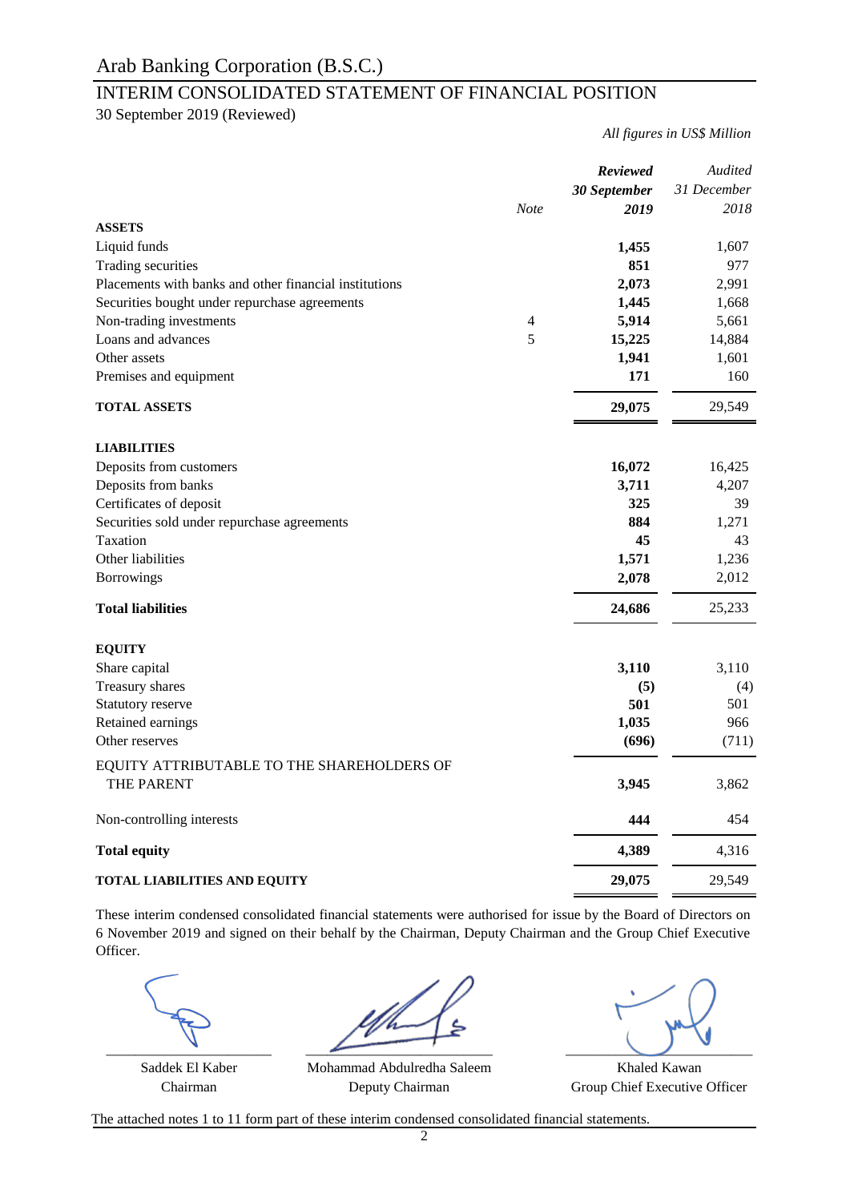# Arab Banking Corporation (B.S.C.)

## INTERIM CONSOLIDATED STATEMENT OF FINANCIAL POSITION

30 September 2019 (Reviewed)

*All figures in US$ Million*

| | Note | ***Reviewed 30 September 2019*** | *Audited 31 December 2018* |
|---|---|---|---|
| **ASSETS** | | | |
| Liquid funds | | **1,455** | 1,607 |
| Trading securities | | **851** | 977 |
| Placements with banks and other financial institutions | | **2,073** | 2,991 |
| Securities bought under repurchase agreements | | **1,445** | 1,668 |
| Non-trading investments | 4 | **5,914** | 5,661 |
| Loans and advances | 5 | **15,225** | 14,884 |
| Other assets | | **1,941** | 1,601 |
| Premises and equipment | | **171** | 160 |
| **TOTAL ASSETS** | | **29,075** | 29,549 |
| **LIABILITIES** | | | |
| Deposits from customers | | **16,072** | 16,425 |
| Deposits from banks | | **3,711** | 4,207 |
| Certificates of deposit | | **325** | 39 |
| Securities sold under repurchase agreements | | **884** | 1,271 |
| Taxation | | **45** | 43 |
| Other liabilities | | **1,571** | 1,236 |
| Borrowings | | **2,078** | 2,012 |
| **Total liabilities** | | **24,686** | 25,233 |
| **EQUITY** | | | |
| Share capital | | **3,110** | 3,110 |
| Treasury shares | | **(5)** | (4) |
| Statutory reserve | | **501** | 501 |
| Retained earnings | | **1,035** | 966 |
| Other reserves | | **(696)** | (711) |
| EQUITY ATTRIBUTABLE TO THE SHAREHOLDERS OF THE PARENT | | **3,945** | 3,862 |
| Non-controlling interests | | **444** | 454 |
| **Total equity** | | **4,389** | 4,316 |
| **TOTAL LIABILITIES AND EQUITY** | | **29,075** | 29,549 |

These interim condensed consolidated financial statements were authorised for issue by the Board of Directors on 6 November 2019 and signed on their behalf by the Chairman, Deputy Chairman and the Group Chief Executive Officer.

| Saddek El Kaber | Mohammad Abdulredha Saleem | Khaled Kawan |
|---|---|---|
| Chairman | Deputy Chairman | Group Chief Executive Officer |

The attached notes 1 to 11 form part of these interim condensed consolidated financial statements.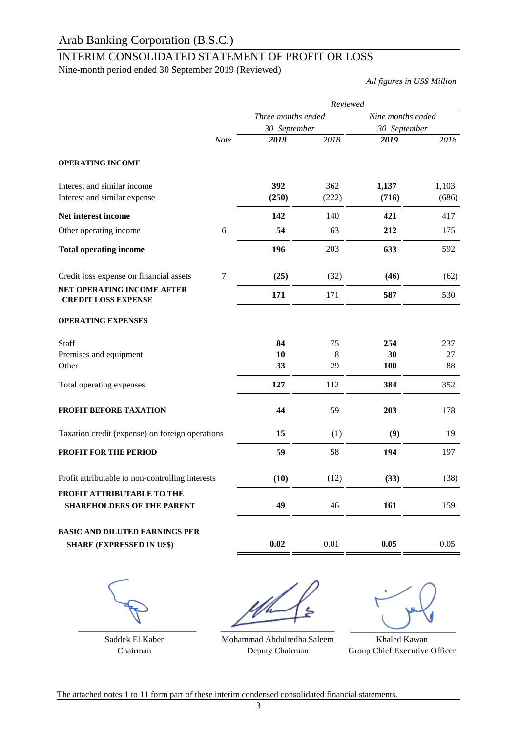# Arab Banking Corporation (B.S.C.)

## INTERIM CONSOLIDATED STATEMENT OF PROFIT OR LOSS

Nine-month period ended 30 September 2019 (Reviewed)

*All figures in US$ Million*

| | Note | *Reviewed* | | | |
|---|---|---|---|---|---|
| | | *Three months ended 30 September* | | *Nine months ended 30 September* | |
| | | ***2019*** | *2018* | ***2019*** | *2018* |
| **OPERATING INCOME** | | | | | |
| Interest and similar income | | **392** | 362 | **1,137** | 1,103 |
| Interest and similar expense | | **(250)** | (222) | **(716)** | (686) |
| **Net interest income** | | **142** | 140 | **421** | 417 |
| Other operating income | 6 | **54** | 63 | **212** | 175 |
| **Total operating income** | | **196** | 203 | **633** | 592 |
| Credit loss expense on financial assets | 7 | **(25)** | (32) | **(46)** | (62) |
| **NET OPERATING INCOME AFTER CREDIT LOSS EXPENSE** | | **171** | 171 | **587** | 530 |
| **OPERATING EXPENSES** | | | | | |
| Staff | | **84** | 75 | **254** | 237 |
| Premises and equipment | | **10** | 8 | **30** | 27 |
| Other | | **33** | 29 | **100** | 88 |
| Total operating expenses | | **127** | 112 | **384** | 352 |
| **PROFIT BEFORE TAXATION** | | **44** | 59 | **203** | 178 |
| Taxation credit (expense) on foreign operations | | **15** | (1) | **(9)** | 19 |
| **PROFIT FOR THE PERIOD** | | **59** | 58 | **194** | 197 |
| Profit attributable to non-controlling interests | | **(10)** | (12) | **(33)** | (38) |
| **PROFIT ATTRIBUTABLE TO THE SHAREHOLDERS OF THE PARENT** | | **49** | 46 | **161** | 159 |
| **BASIC AND DILUTED EARNINGS PER SHARE (EXPRESSED IN US$)** | | **0.02** | 0.01 | **0.05** | 0.05 |

| | | |
|---|---|---|
| Saddek El Kaber | Mohammad Abdulredha Saleem | Khaled Kawan |
| Chairman | Deputy Chairman | Group Chief Executive Officer |

The attached notes 1 to 11 form part of these interim condensed consolidated financial statements.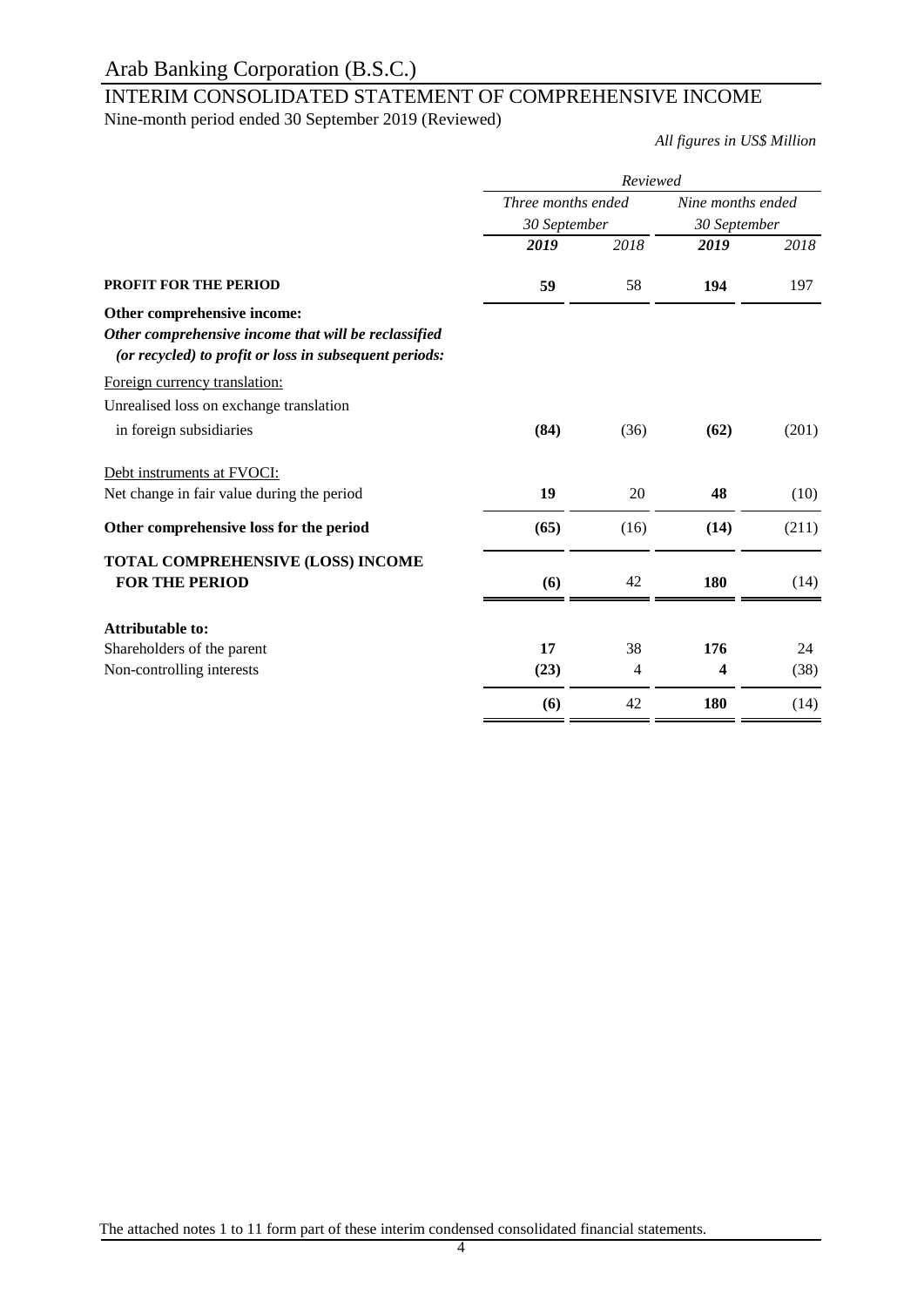# Arab Banking Corporation (B.S.C.)

## INTERIM CONSOLIDATED STATEMENT OF COMPREHENSIVE INCOME

Nine-month period ended 30 September 2019 (Reviewed)

*All figures in US$ Million*

| | *Reviewed* | | | |
|---|---|---|---|---|
| | *Three months ended 30 September* | | *Nine months ended 30 September* | |
| | ***2019*** | *2018* | ***2019*** | *2018* |
| **PROFIT FOR THE PERIOD** | **59** | 58 | **194** | 197 |
| **Other comprehensive income:** | | | | |
| ***Other comprehensive income that will be reclassified (or recycled) to profit or loss in subsequent periods:*** | | | | |
| Foreign currency translation: | | | | |
| Unrealised loss on exchange translation in foreign subsidiaries | **(84)** | (36) | **(62)** | (201) |
| Debt instruments at FVOCI: | | | | |
| Net change in fair value during the period | **19** | 20 | **48** | (10) |
| **Other comprehensive loss for the period** | **(65)** | (16) | **(14)** | (211) |
| **TOTAL COMPREHENSIVE (LOSS) INCOME FOR THE PERIOD** | **(6)** | 42 | **180** | (14) |
| **Attributable to:** | | | | |
| Shareholders of the parent | **17** | 38 | **176** | 24 |
| Non-controlling interests | **(23)** | 4 | **4** | (38) |
| | **(6)** | 42 | **180** | (14) |

The attached notes 1 to 11 form part of these interim condensed consolidated financial statements.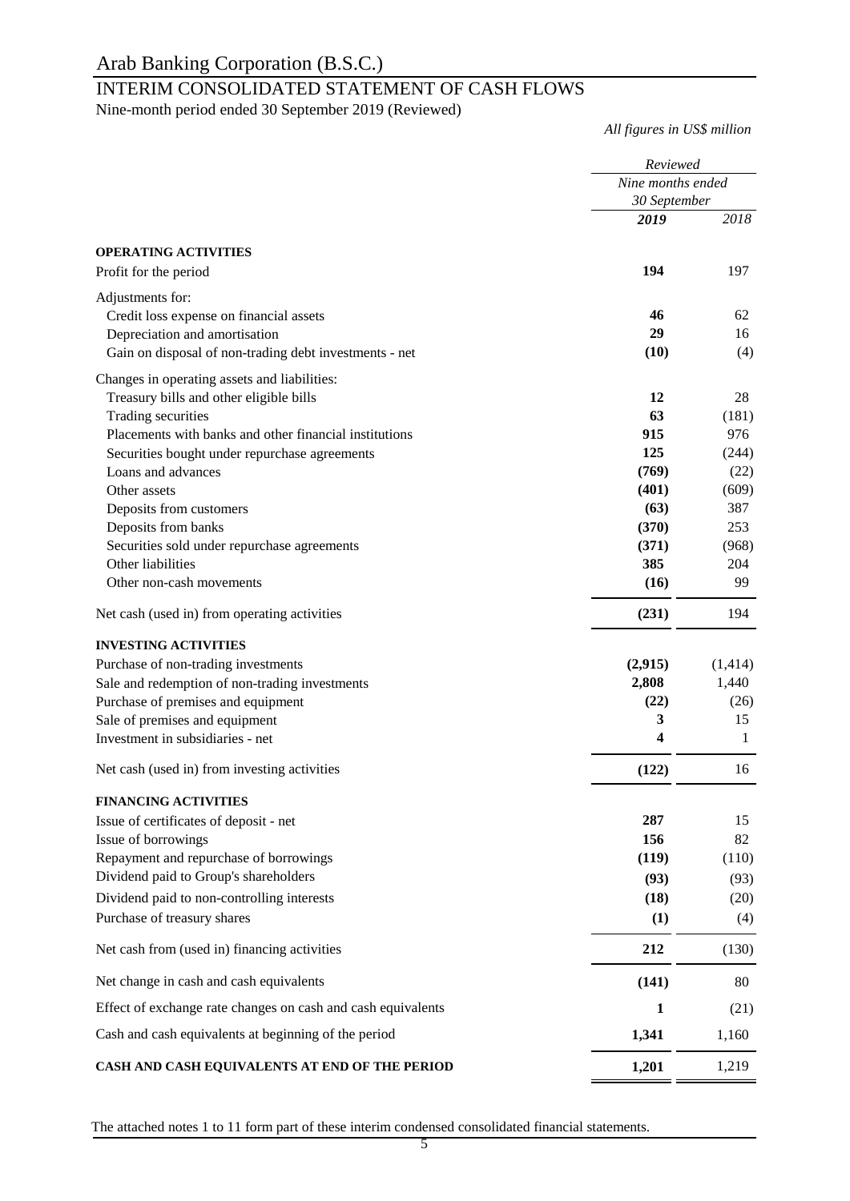# Arab Banking Corporation (B.S.C.)

## INTERIM CONSOLIDATED STATEMENT OF CASH FLOWS

Nine-month period ended 30 September 2019 (Reviewed)

*All figures in US$ million*

| | *Reviewed* | |
|---|---|---|
| | *Nine months ended 30 September* | |
| | ***2019*** | *2018* |
| **OPERATING ACTIVITIES** | | |
| Profit for the period | **194** | 197 |
| Adjustments for: | | |
| Credit loss expense on financial assets | **46** | 62 |
| Depreciation and amortisation | **29** | 16 |
| Gain on disposal of non-trading debt investments - net | **(10)** | (4) |
| Changes in operating assets and liabilities: | | |
| Treasury bills and other eligible bills | **12** | 28 |
| Trading securities | **63** | (181) |
| Placements with banks and other financial institutions | **915** | 976 |
| Securities bought under repurchase agreements | **125** | (244) |
| Loans and advances | **(769)** | (22) |
| Other assets | **(401)** | (609) |
| Deposits from customers | **(63)** | 387 |
| Deposits from banks | **(370)** | 253 |
| Securities sold under repurchase agreements | **(371)** | (968) |
| Other liabilities | **385** | 204 |
| Other non-cash movements | **(16)** | 99 |
| Net cash (used in) from operating activities | **(231)** | 194 |
| **INVESTING ACTIVITIES** | | |
| Purchase of non-trading investments | **(2,915)** | (1,414) |
| Sale and redemption of non-trading investments | **2,808** | 1,440 |
| Purchase of premises and equipment | **(22)** | (26) |
| Sale of premises and equipment | **3** | 15 |
| Investment in subsidiaries - net | **4** | 1 |
| Net cash (used in) from investing activities | **(122)** | 16 |
| **FINANCING ACTIVITIES** | | |
| Issue of certificates of deposit - net | **287** | 15 |
| Issue of borrowings | **156** | 82 |
| Repayment and repurchase of borrowings | **(119)** | (110) |
| Dividend paid to Group's shareholders | **(93)** | (93) |
| Dividend paid to non-controlling interests | **(18)** | (20) |
| Purchase of treasury shares | **(1)** | (4) |
| Net cash from (used in) financing activities | **212** | (130) |
| Net change in cash and cash equivalents | **(141)** | 80 |
| Effect of exchange rate changes on cash and cash equivalents | **1** | (21) |
| Cash and cash equivalents at beginning of the period | **1,341** | 1,160 |
| **CASH AND CASH EQUIVALENTS AT END OF THE PERIOD** | **1,201** | 1,219 |

The attached notes 1 to 11 form part of these interim condensed consolidated financial statements.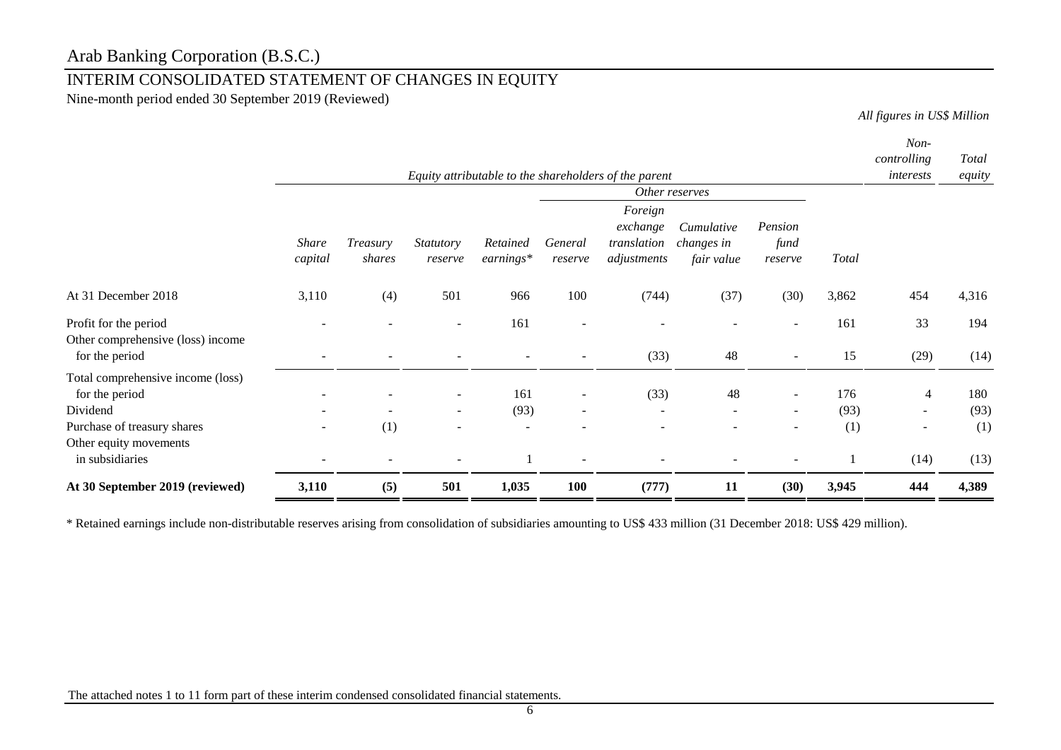# Arab Banking Corporation (B.S.C.)

## INTERIM CONSOLIDATED STATEMENT OF CHANGES IN EQUITY

Nine-month period ended 30 September 2019 (Reviewed)

*All figures in US$ Million*

| | *Equity attributable to the shareholders of the parent* | | | | | | | | | *Non-controlling interests* | *Total equity* |
|---|---|---|---|---|---|---|---|---|---|---|---|
| | | | | | *Other reserves* | | | | | | |
| | *Share capital* | *Treasury shares* | *Statutory reserve* | *Retained earnings\** | *General reserve* | *Foreign exchange translation adjustments* | *Cumulative changes in fair value* | *Pension fund reserve* | *Total* | | |
| At 31 December 2018 | 3,110 | (4) | 501 | 966 | 100 | (744) | (37) | (30) | 3,862 | 454 | 4,316 |
| Profit for the period | - | - | - | 161 | - | - | - | - | 161 | 33 | 194 |
| Other comprehensive (loss) income for the period | - | - | - | - | - | (33) | 48 | - | 15 | (29) | (14) |
| Total comprehensive income (loss) for the period | - | - | - | 161 | - | (33) | 48 | - | 176 | 4 | 180 |
| Dividend | - | - | - | (93) | - | - | - | - | (93) | - | (93) |
| Purchase of treasury shares | - | (1) | - | - | - | - | - | - | (1) | - | (1) |
| Other equity movements in subsidiaries | - | - | - | 1 | - | - | - | - | 1 | (14) | (13) |
| **At 30 September 2019 (reviewed)** | **3,110** | **(5)** | **501** | **1,035** | **100** | **(777)** | **11** | **(30)** | **3,945** | **444** | **4,389** |

\* Retained earnings include non-distributable reserves arising from consolidation of subsidiaries amounting to US$ 433 million (31 December 2018: US$ 429 million).

The attached notes 1 to 11 form part of these interim condensed consolidated financial statements.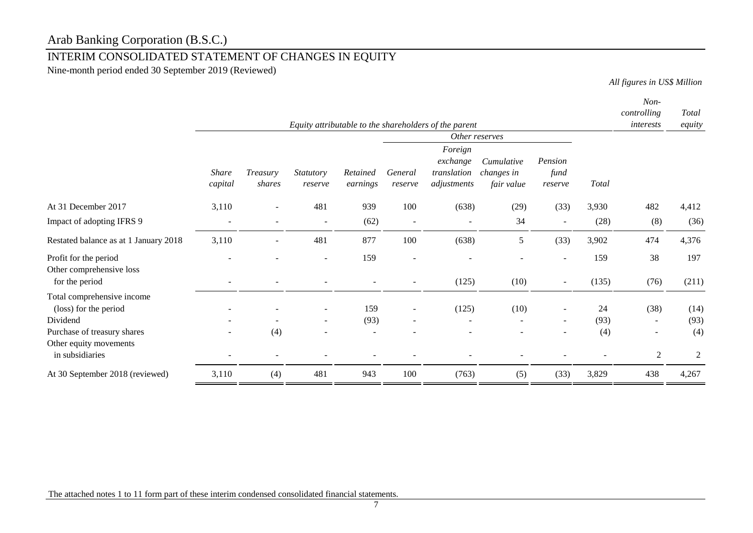# Arab Banking Corporation (B.S.C.)

## INTERIM CONSOLIDATED STATEMENT OF CHANGES IN EQUITY

Nine-month period ended 30 September 2019 (Reviewed)

*All figures in US$ Million*

| | *Equity attributable to the shareholders of the parent* | | | | | | | | | *Non-controlling interests* | *Total equity* |
|---|---|---|---|---|---|---|---|---|---|---|---|
| | | | | | *Other reserves* | | | | | | |
| | *Share capital* | *Treasury shares* | *Statutory reserve* | *Retained earnings* | *General reserve* | *Foreign exchange translation adjustments* | *Cumulative changes in fair value* | *Pension fund reserve* | *Total* | | |
| At 31 December 2017 | 3,110 | - | 481 | 939 | 100 | (638) | (29) | (33) | 3,930 | 482 | 4,412 |
| Impact of adopting IFRS 9 | - | - | - | (62) | - | - | 34 | - | (28) | (8) | (36) |
| Restated balance as at 1 January 2018 | 3,110 | - | 481 | 877 | 100 | (638) | 5 | (33) | 3,902 | 474 | 4,376 |
| Profit for the period | - | - | - | 159 | - | - | - | - | 159 | 38 | 197 |
| Other comprehensive loss for the period | - | - | - | - | - | (125) | (10) | - | (135) | (76) | (211) |
| Total comprehensive income (loss) for the period | - | - | - | 159 | - | (125) | (10) | - | 24 | (38) | (14) |
| Dividend | - | - | - | (93) | - | - | - | - | (93) | - | (93) |
| Purchase of treasury shares | - | (4) | - | - | - | - | - | - | (4) | - | (4) |
| Other equity movements in subsidiaries | - | - | - | - | - | - | - | - | - | 2 | 2 |
| At 30 September 2018 (reviewed) | 3,110 | (4) | 481 | 943 | 100 | (763) | (5) | (33) | 3,829 | 438 | 4,267 |

The attached notes 1 to 11 form part of these interim condensed consolidated financial statements.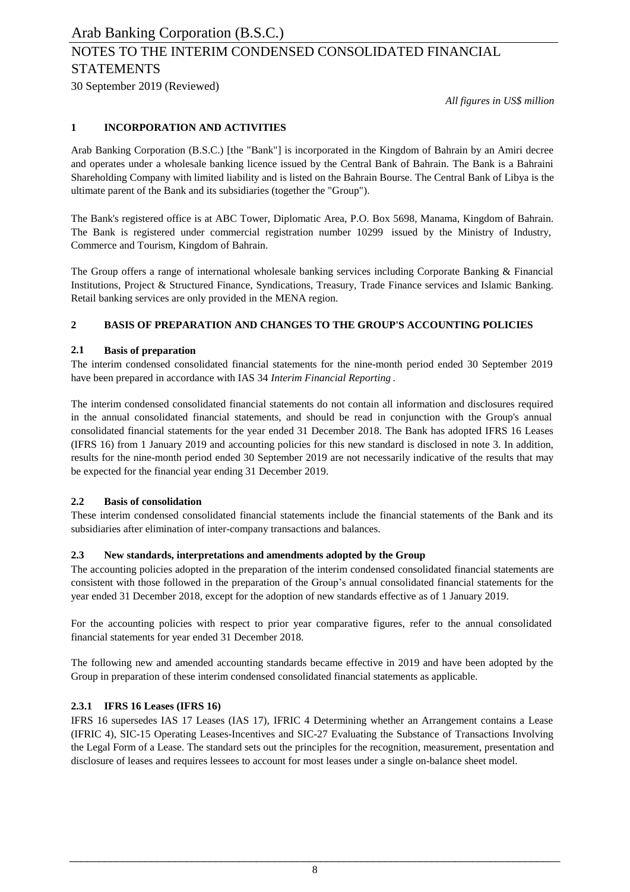Arab Banking Corporation (B.S.C.)

# NOTES TO THE INTERIM CONDENSED CONSOLIDATED FINANCIAL STATEMENTS

30 September 2019 (Reviewed)

*All figures in US$ million*

## 1 INCORPORATION AND ACTIVITIES

Arab Banking Corporation (B.S.C.) [the "Bank"] is incorporated in the Kingdom of Bahrain by an Amiri decree and operates under a wholesale banking licence issued by the Central Bank of Bahrain. The Bank is a Bahraini Shareholding Company with limited liability and is listed on the Bahrain Bourse. The Central Bank of Libya is the ultimate parent of the Bank and its subsidiaries (together the "Group").

The Bank's registered office is at ABC Tower, Diplomatic Area, P.O. Box 5698, Manama, Kingdom of Bahrain. The Bank is registered under commercial registration number 10299 issued by the Ministry of Industry, Commerce and Tourism, Kingdom of Bahrain.

The Group offers a range of international wholesale banking services including Corporate Banking & Financial Institutions, Project & Structured Finance, Syndications, Treasury, Trade Finance services and Islamic Banking. Retail banking services are only provided in the MENA region.

## 2 BASIS OF PREPARATION AND CHANGES TO THE GROUP'S ACCOUNTING POLICIES

### 2.1 Basis of preparation

The interim condensed consolidated financial statements for the nine-month period ended 30 September 2019 have been prepared in accordance with IAS 34 *Interim Financial Reporting* .

The interim condensed consolidated financial statements do not contain all information and disclosures required in the annual consolidated financial statements, and should be read in conjunction with the Group's annual consolidated financial statements for the year ended 31 December 2018. The Bank has adopted IFRS 16 Leases (IFRS 16) from 1 January 2019 and accounting policies for this new standard is disclosed in note 3. In addition, results for the nine-month period ended 30 September 2019 are not necessarily indicative of the results that may be expected for the financial year ending 31 December 2019.

### 2.2 Basis of consolidation

These interim condensed consolidated financial statements include the financial statements of the Bank and its subsidiaries after elimination of inter-company transactions and balances.

### 2.3 New standards, interpretations and amendments adopted by the Group

The accounting policies adopted in the preparation of the interim condensed consolidated financial statements are consistent with those followed in the preparation of the Group's annual consolidated financial statements for the year ended 31 December 2018, except for the adoption of new standards effective as of 1 January 2019.

For the accounting policies with respect to prior year comparative figures, refer to the annual consolidated financial statements for year ended 31 December 2018.

The following new and amended accounting standards became effective in 2019 and have been adopted by the Group in preparation of these interim condensed consolidated financial statements as applicable.

#### 2.3.1 IFRS 16 Leases (IFRS 16)

IFRS 16 supersedes IAS 17 Leases (IAS 17), IFRIC 4 Determining whether an Arrangement contains a Lease (IFRIC 4), SIC-15 Operating Leases-Incentives and SIC-27 Evaluating the Substance of Transactions Involving the Legal Form of a Lease. The standard sets out the principles for the recognition, measurement, presentation and disclosure of leases and requires lessees to account for most leases under a single on-balance sheet model.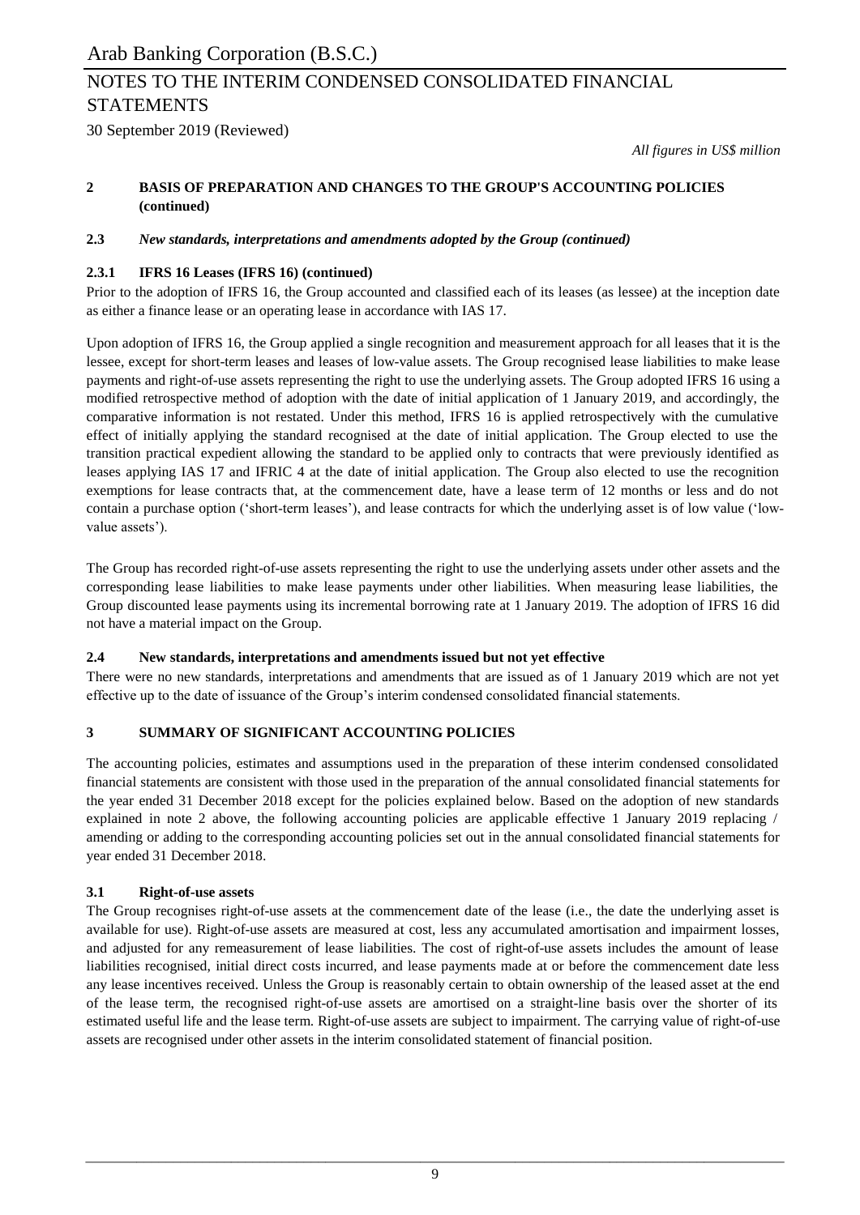## 2 BASIS OF PREPARATION AND CHANGES TO THE GROUP'S ACCOUNTING POLICIES (continued)

### 2.3 *New standards, interpretations and amendments adopted by the Group (continued)*

#### 2.3.1 IFRS 16 Leases (IFRS 16) (continued)

Prior to the adoption of IFRS 16, the Group accounted and classified each of its leases (as lessee) at the inception date as either a finance lease or an operating lease in accordance with IAS 17.

Upon adoption of IFRS 16, the Group applied a single recognition and measurement approach for all leases that it is the lessee, except for short-term leases and leases of low-value assets. The Group recognised lease liabilities to make lease payments and right-of-use assets representing the right to use the underlying assets. The Group adopted IFRS 16 using a modified retrospective method of adoption with the date of initial application of 1 January 2019, and accordingly, the comparative information is not restated. Under this method, IFRS 16 is applied retrospectively with the cumulative effect of initially applying the standard recognised at the date of initial application. The Group elected to use the transition practical expedient allowing the standard to be applied only to contracts that were previously identified as leases applying IAS 17 and IFRIC 4 at the date of initial application. The Group also elected to use the recognition exemptions for lease contracts that, at the commencement date, have a lease term of 12 months or less and do not contain a purchase option ('short-term leases'), and lease contracts for which the underlying asset is of low value ('low-value assets').

The Group has recorded right-of-use assets representing the right to use the underlying assets under other assets and the corresponding lease liabilities to make lease payments under other liabilities. When measuring lease liabilities, the Group discounted lease payments using its incremental borrowing rate at 1 January 2019. The adoption of IFRS 16 did not have a material impact on the Group.

### 2.4 New standards, interpretations and amendments issued but not yet effective

There were no new standards, interpretations and amendments that are issued as of 1 January 2019 which are not yet effective up to the date of issuance of the Group's interim condensed consolidated financial statements.

## 3 SUMMARY OF SIGNIFICANT ACCOUNTING POLICIES

The accounting policies, estimates and assumptions used in the preparation of these interim condensed consolidated financial statements are consistent with those used in the preparation of the annual consolidated financial statements for the year ended 31 December 2018 except for the policies explained below. Based on the adoption of new standards explained in note 2 above, the following accounting policies are applicable effective 1 January 2019 replacing / amending or adding to the corresponding accounting policies set out in the annual consolidated financial statements for year ended 31 December 2018.

### 3.1 Right-of-use assets

The Group recognises right-of-use assets at the commencement date of the lease (i.e., the date the underlying asset is available for use). Right-of-use assets are measured at cost, less any accumulated amortisation and impairment losses, and adjusted for any remeasurement of lease liabilities. The cost of right-of-use assets includes the amount of lease liabilities recognised, initial direct costs incurred, and lease payments made at or before the commencement date less any lease incentives received. Unless the Group is reasonably certain to obtain ownership of the leased asset at the end of the lease term, the recognised right-of-use assets are amortised on a straight-line basis over the shorter of its estimated useful life and the lease term. Right-of-use assets are subject to impairment. The carrying value of right-of-use assets are recognised under other assets in the interim consolidated statement of financial position.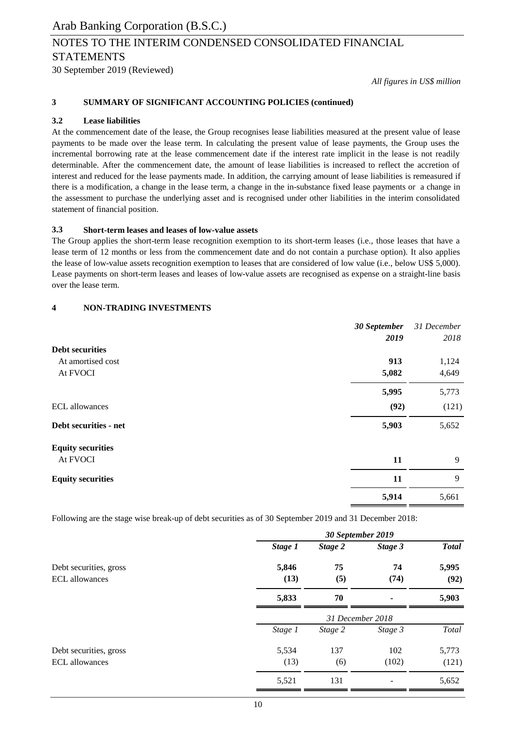*All figures in US$ million*

### 3 SUMMARY OF SIGNIFICANT ACCOUNTING POLICIES (continued)

#### 3.2 Lease liabilities

At the commencement date of the lease, the Group recognises lease liabilities measured at the present value of lease payments to be made over the lease term. In calculating the present value of lease payments, the Group uses the incremental borrowing rate at the lease commencement date if the interest rate implicit in the lease is not readily determinable. After the commencement date, the amount of lease liabilities is increased to reflect the accretion of interest and reduced for the lease payments made. In addition, the carrying amount of lease liabilities is remeasured if there is a modification, a change in the lease term, a change in the in-substance fixed lease payments or a change in the assessment to purchase the underlying asset and is recognised under other liabilities in the interim consolidated statement of financial position.

#### 3.3 Short-term leases and leases of low-value assets

The Group applies the short-term lease recognition exemption to its short-term leases (i.e., those leases that have a lease term of 12 months or less from the commencement date and do not contain a purchase option). It also applies the lease of low-value assets recognition exemption to leases that are considered of low value (i.e., below US$ 5,000). Lease payments on short-term leases and leases of low-value assets are recognised as expense on a straight-line basis over the lease term.

### 4 NON-TRADING INVESTMENTS

| | ***30 September 2019*** | *31 December 2018* |
|---|---|---|
| **Debt securities** | | |
| At amortised cost | **913** | 1,124 |
| At FVOCI | **5,082** | 4,649 |
| | **5,995** | 5,773 |
| ECL allowances | **(92)** | (121) |
| **Debt securities - net** | **5,903** | 5,652 |
| **Equity securities** | | |
| At FVOCI | **11** | 9 |
| **Equity securities** | **11** | 9 |
| | **5,914** | 5,661 |

Following are the stage wise break-up of debt securities as of 30 September 2019 and 31 December 2018:

| | ***30 September 2019*** | | | |
|---|---|---|---|---|
| | ***Stage 1*** | ***Stage 2*** | ***Stage 3*** | ***Total*** |
| Debt securities, gross | **5,846** | **75** | **74** | **5,995** |
| ECL allowances | **(13)** | **(5)** | **(74)** | **(92)** |
| | **5,833** | **70** | **-** | **5,903** |

| | *31 December 2018* | | | |
|---|---|---|---|---|
| | *Stage 1* | *Stage 2* | *Stage 3* | *Total* |
| Debt securities, gross | 5,534 | 137 | 102 | 5,773 |
| ECL allowances | (13) | (6) | (102) | (121) |
| | 5,521 | 131 | - | 5,652 |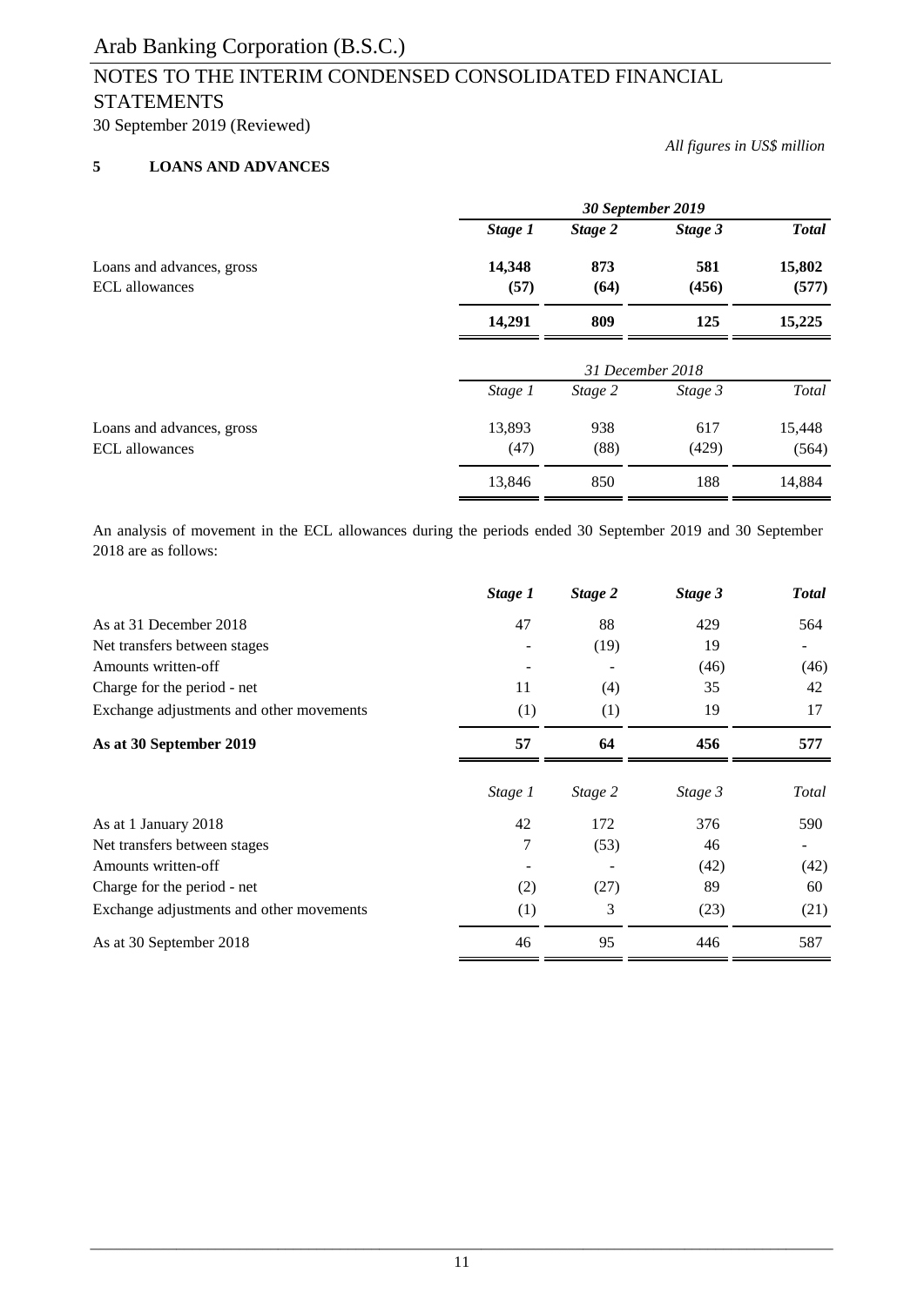Arab Banking Corporation (B.S.C.)

NOTES TO THE INTERIM CONDENSED CONSOLIDATED FINANCIAL STATEMENTS

30 September 2019 (Reviewed)

*All figures in US$ million*

## 5 LOANS AND ADVANCES

| | ***30 September 2019*** | | | |
|---|---|---|---|---|
| | ***Stage 1*** | ***Stage 2*** | ***Stage 3*** | ***Total*** |
| Loans and advances, gross | **14,348** | **873** | **581** | **15,802** |
| ECL allowances | **(57)** | **(64)** | **(456)** | **(577)** |
| | **14,291** | **809** | **125** | **15,225** |

| | *31 December 2018* | | | |
|---|---|---|---|---|
| | *Stage 1* | *Stage 2* | *Stage 3* | *Total* |
| Loans and advances, gross | 13,893 | 938 | 617 | 15,448 |
| ECL allowances | (47) | (88) | (429) | (564) |
| | 13,846 | 850 | 188 | 14,884 |

An analysis of movement in the ECL allowances during the periods ended 30 September 2019 and 30 September 2018 are as follows:

| | ***Stage 1*** | ***Stage 2*** | ***Stage 3*** | ***Total*** |
|---|---|---|---|---|
| As at 31 December 2018 | 47 | 88 | 429 | 564 |
| Net transfers between stages | - | (19) | 19 | - |
| Amounts written-off | - | - | (46) | (46) |
| Charge for the period - net | 11 | (4) | 35 | 42 |
| Exchange adjustments and other movements | (1) | (1) | 19 | 17 |
| **As at 30 September 2019** | **57** | **64** | **456** | **577** |

| | *Stage 1* | *Stage 2* | *Stage 3* | *Total* |
|---|---|---|---|---|
| As at 1 January 2018 | 42 | 172 | 376 | 590 |
| Net transfers between stages | 7 | (53) | 46 | - |
| Amounts written-off | - | - | (42) | (42) |
| Charge for the period - net | (2) | (27) | 89 | 60 |
| Exchange adjustments and other movements | (1) | 3 | (23) | (21) |
| As at 30 September 2018 | 46 | 95 | 446 | 587 |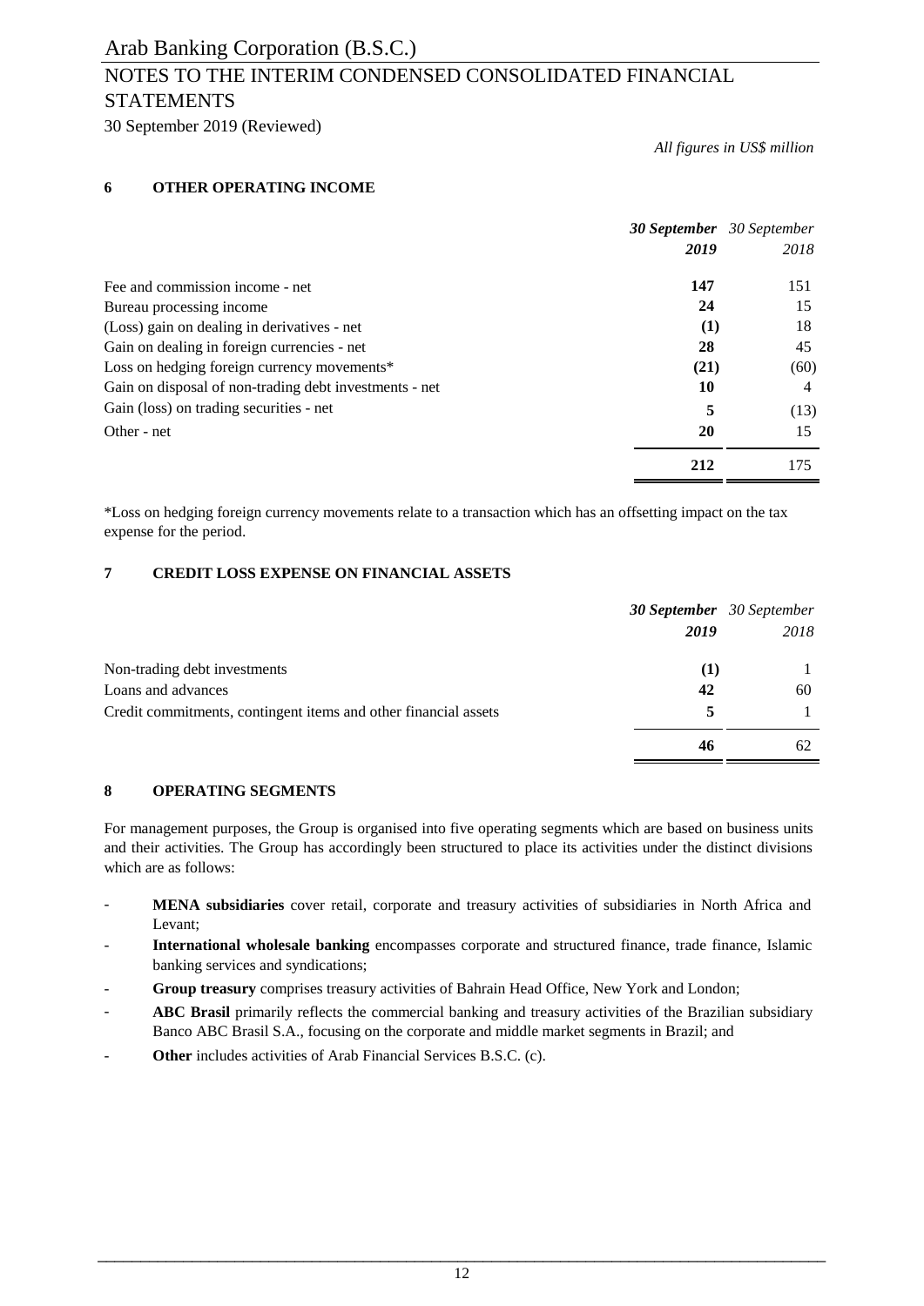Arab Banking Corporation (B.S.C.)

NOTES TO THE INTERIM CONDENSED CONSOLIDATED FINANCIAL STATEMENTS

30 September 2019 (Reviewed)

*All figures in US$ million*

## 6 OTHER OPERATING INCOME

| | ***30 September 2019*** | *30 September 2018* |
|---|---|---|
| Fee and commission income - net | **147** | 151 |
| Bureau processing income | **24** | 15 |
| (Loss) gain on dealing in derivatives - net | **(1)** | 18 |
| Gain on dealing in foreign currencies - net | **28** | 45 |
| Loss on hedging foreign currency movements* | **(21)** | (60) |
| Gain on disposal of non-trading debt investments - net | **10** | 4 |
| Gain (loss) on trading securities - net | **5** | (13) |
| Other - net | **20** | 15 |
| | **212** | 175 |

*Loss on hedging foreign currency movements relate to a transaction which has an offsetting impact on the tax expense for the period.

## 7 CREDIT LOSS EXPENSE ON FINANCIAL ASSETS

| | ***30 September 2019*** | *30 September 2018* |
|---|---|---|
| Non-trading debt investments | **(1)** | 1 |
| Loans and advances | **42** | 60 |
| Credit commitments, contingent items and other financial assets | **5** | 1 |
| | **46** | 62 |

## 8 OPERATING SEGMENTS

For management purposes, the Group is organised into five operating segments which are based on business units and their activities. The Group has accordingly been structured to place its activities under the distinct divisions which are as follows:

- **MENA subsidiaries** cover retail, corporate and treasury activities of subsidiaries in North Africa and Levant;
- **International wholesale banking** encompasses corporate and structured finance, trade finance, Islamic banking services and syndications;
- **Group treasury** comprises treasury activities of Bahrain Head Office, New York and London;
- **ABC Brasil** primarily reflects the commercial banking and treasury activities of the Brazilian subsidiary Banco ABC Brasil S.A., focusing on the corporate and middle market segments in Brazil; and
- **Other** includes activities of Arab Financial Services B.S.C. (c).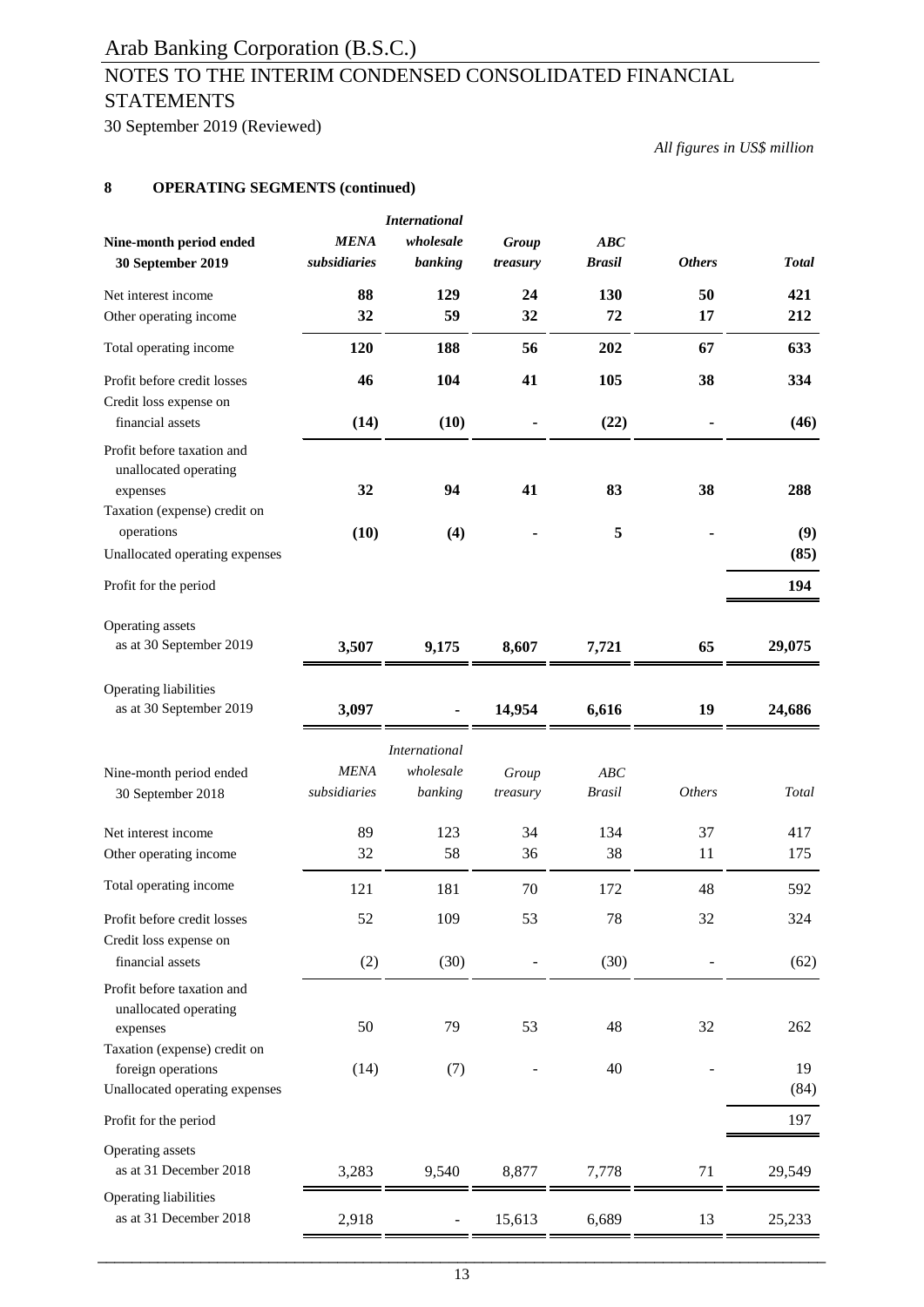*All figures in US$ million*

## 8 OPERATING SEGMENTS (continued)

| **Nine-month period ended 30 September 2019** | ***MENA subsidiaries*** | ***International wholesale banking*** | ***Group treasury*** | ***ABC Brasil*** | ***Others*** | ***Total*** |
|---|---|---|---|---|---|---|
| Net interest income | **88** | **129** | **24** | **130** | **50** | **421** |
| Other operating income | **32** | **59** | **32** | **72** | **17** | **212** |
| Total operating income | **120** | **188** | **56** | **202** | **67** | **633** |
| Profit before credit losses | **46** | **104** | **41** | **105** | **38** | **334** |
| Credit loss expense on financial assets | **(14)** | **(10)** | **-** | **(22)** | **-** | **(46)** |
| Profit before taxation and unallocated operating expenses | **32** | **94** | **41** | **83** | **38** | **288** |
| Taxation (expense) credit on operations | **(10)** | **(4)** | **-** | **5** | **-** | **(9)** |
| Unallocated operating expenses | | | | | | **(85)** |
| Profit for the period | | | | | | **194** |
| Operating assets as at 30 September 2019 | **3,507** | **9,175** | **8,607** | **7,721** | **65** | **29,075** |
| Operating liabilities as at 30 September 2019 | **3,097** | **-** | **14,954** | **6,616** | **19** | **24,686** |

| Nine-month period ended 30 September 2018 | *MENA subsidiaries* | *International wholesale banking* | *Group treasury* | *ABC Brasil* | *Others* | *Total* |
|---|---|---|---|---|---|---|
| Net interest income | 89 | 123 | 34 | 134 | 37 | 417 |
| Other operating income | 32 | 58 | 36 | 38 | 11 | 175 |
| Total operating income | 121 | 181 | 70 | 172 | 48 | 592 |
| Profit before credit losses | 52 | 109 | 53 | 78 | 32 | 324 |
| Credit loss expense on financial assets | (2) | (30) | - | (30) | - | (62) |
| Profit before taxation and unallocated operating expenses | 50 | 79 | 53 | 48 | 32 | 262 |
| Taxation (expense) credit on foreign operations | (14) | (7) | - | 40 | - | 19 |
| Unallocated operating expenses | | | | | | (84) |
| Profit for the period | | | | | | 197 |
| Operating assets as at 31 December 2018 | 3,283 | 9,540 | 8,877 | 7,778 | 71 | 29,549 |
| Operating liabilities as at 31 December 2018 | 2,918 | - | 15,613 | 6,689 | 13 | 25,233 |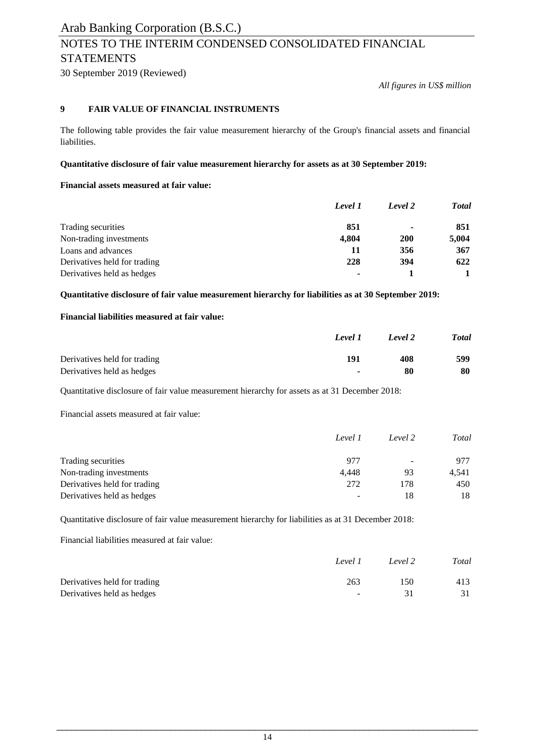*All figures in US$ million*

## 9 FAIR VALUE OF FINANCIAL INSTRUMENTS

The following table provides the fair value measurement hierarchy of the Group's financial assets and financial liabilities.

**Quantitative disclosure of fair value measurement hierarchy for assets as at 30 September 2019:**

**Financial assets measured at fair value:**

| | ***Level 1*** | ***Level 2*** | ***Total*** |
|---|---|---|---|
| Trading securities | **851** | **-** | **851** |
| Non-trading investments | **4,804** | **200** | **5,004** |
| Loans and advances | **11** | **356** | **367** |
| Derivatives held for trading | **228** | **394** | **622** |
| Derivatives held as hedges | **-** | **1** | **1** |

**Quantitative disclosure of fair value measurement hierarchy for liabilities as at 30 September 2019:**

**Financial liabilities measured at fair value:**

| | ***Level 1*** | ***Level 2*** | ***Total*** |
|---|---|---|---|
| Derivatives held for trading | **191** | **408** | **599** |
| Derivatives held as hedges | **-** | **80** | **80** |

Quantitative disclosure of fair value measurement hierarchy for assets as at 31 December 2018:

Financial assets measured at fair value:

| | *Level 1* | *Level 2* | *Total* |
|---|---|---|---|
| Trading securities | 977 | - | 977 |
| Non-trading investments | 4,448 | 93 | 4,541 |
| Derivatives held for trading | 272 | 178 | 450 |
| Derivatives held as hedges | - | 18 | 18 |

Quantitative disclosure of fair value measurement hierarchy for liabilities as at 31 December 2018:

Financial liabilities measured at fair value:

| | *Level 1* | *Level 2* | *Total* |
|---|---|---|---|
| Derivatives held for trading | 263 | 150 | 413 |
| Derivatives held as hedges | - | 31 | 31 |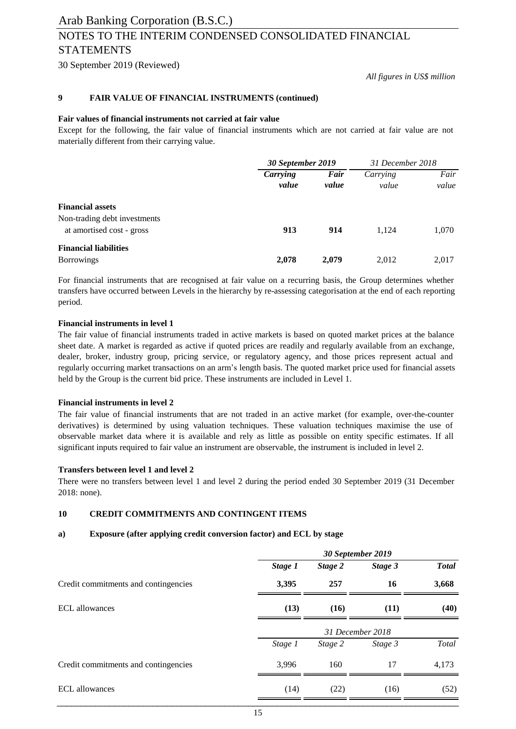*All figures in US$ million*

## 9 FAIR VALUE OF FINANCIAL INSTRUMENTS (continued)

**Fair values of financial instruments not carried at fair value**

Except for the following, the fair value of financial instruments which are not carried at fair value are not materially different from their carrying value.

| | ***30 September 2019*** | | *31 December 2018* | |
|---|---|---|---|---|
| | ***Carrying value*** | ***Fair value*** | *Carrying value* | *Fair value* |
| **Financial assets** | | | | |
| Non-trading debt investments at amortised cost - gross | **913** | **914** | 1,124 | 1,070 |
| **Financial liabilities** | | | | |
| Borrowings | **2,078** | **2,079** | 2,012 | 2,017 |

For financial instruments that are recognised at fair value on a recurring basis, the Group determines whether transfers have occurred between Levels in the hierarchy by re-assessing categorisation at the end of each reporting period.

**Financial instruments in level 1**

The fair value of financial instruments traded in active markets is based on quoted market prices at the balance sheet date. A market is regarded as active if quoted prices are readily and regularly available from an exchange, dealer, broker, industry group, pricing service, or regulatory agency, and those prices represent actual and regularly occurring market transactions on an arm's length basis. The quoted market price used for financial assets held by the Group is the current bid price. These instruments are included in Level 1.

**Financial instruments in level 2**

The fair value of financial instruments that are not traded in an active market (for example, over-the-counter derivatives) is determined by using valuation techniques. These valuation techniques maximise the use of observable market data where it is available and rely as little as possible on entity specific estimates. If all significant inputs required to fair value an instrument are observable, the instrument is included in level 2.

**Transfers between level 1 and level 2**

There were no transfers between level 1 and level 2 during the period ended 30 September 2019 (31 December 2018: none).

## 10 CREDIT COMMITMENTS AND CONTINGENT ITEMS

### a) Exposure (after applying credit conversion factor) and ECL by stage

| | ***30 September 2019*** | | | |
|---|---|---|---|---|
| | ***Stage 1*** | ***Stage 2*** | ***Stage 3*** | ***Total*** |
| Credit commitments and contingencies | **3,395** | **257** | **16** | **3,668** |
| ECL allowances | **(13)** | **(16)** | **(11)** | **(40)** |
| | *31 December 2018* | | | |
| | *Stage 1* | *Stage 2* | *Stage 3* | *Total* |
| Credit commitments and contingencies | 3,996 | 160 | 17 | 4,173 |
| ECL allowances | (14) | (22) | (16) | (52) |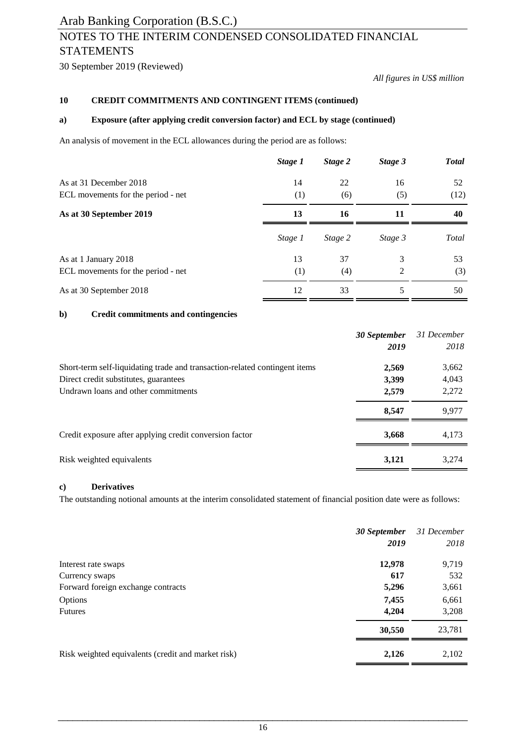Arab Banking Corporation (B.S.C.)

# NOTES TO THE INTERIM CONDENSED CONSOLIDATED FINANCIAL STATEMENTS

30 September 2019 (Reviewed)

*All figures in US$ million*

## 10 CREDIT COMMITMENTS AND CONTINGENT ITEMS (continued)

### a) Exposure (after applying credit conversion factor) and ECL by stage (continued)

An analysis of movement in the ECL allowances during the period are as follows:

| | ***Stage 1*** | ***Stage 2*** | ***Stage 3*** | ***Total*** |
|---|---|---|---|---|
| As at 31 December 2018 | 14 | 22 | 16 | 52 |
| ECL movements for the period - net | (1) | (6) | (5) | (12) |
| **As at 30 September 2019** | **13** | **16** | **11** | **40** |

| | *Stage 1* | *Stage 2* | *Stage 3* | *Total* |
|---|---|---|---|---|
| As at 1 January 2018 | 13 | 37 | 3 | 53 |
| ECL movements for the period - net | (1) | (4) | 2 | (3) |
| As at 30 September 2018 | 12 | 33 | 5 | 50 |

### b) Credit commitments and contingencies

| | ***30 September 2019*** | *31 December 2018* |
|---|---|---|
| Short-term self-liquidating trade and transaction-related contingent items | **2,569** | 3,662 |
| Direct credit substitutes, guarantees | **3,399** | 4,043 |
| Undrawn loans and other commitments | **2,579** | 2,272 |
| | **8,547** | 9,977 |
| Credit exposure after applying credit conversion factor | **3,668** | 4,173 |
| Risk weighted equivalents | **3,121** | 3,274 |

### c) Derivatives

The outstanding notional amounts at the interim consolidated statement of financial position date were as follows:

| | ***30 September 2019*** | *31 December 2018* |
|---|---|---|
| Interest rate swaps | **12,978** | 9,719 |
| Currency swaps | **617** | 532 |
| Forward foreign exchange contracts | **5,296** | 3,661 |
| Options | **7,455** | 6,661 |
| Futures | **4,204** | 3,208 |
| | **30,550** | 23,781 |
| Risk weighted equivalents (credit and market risk) | **2,126** | 2,102 |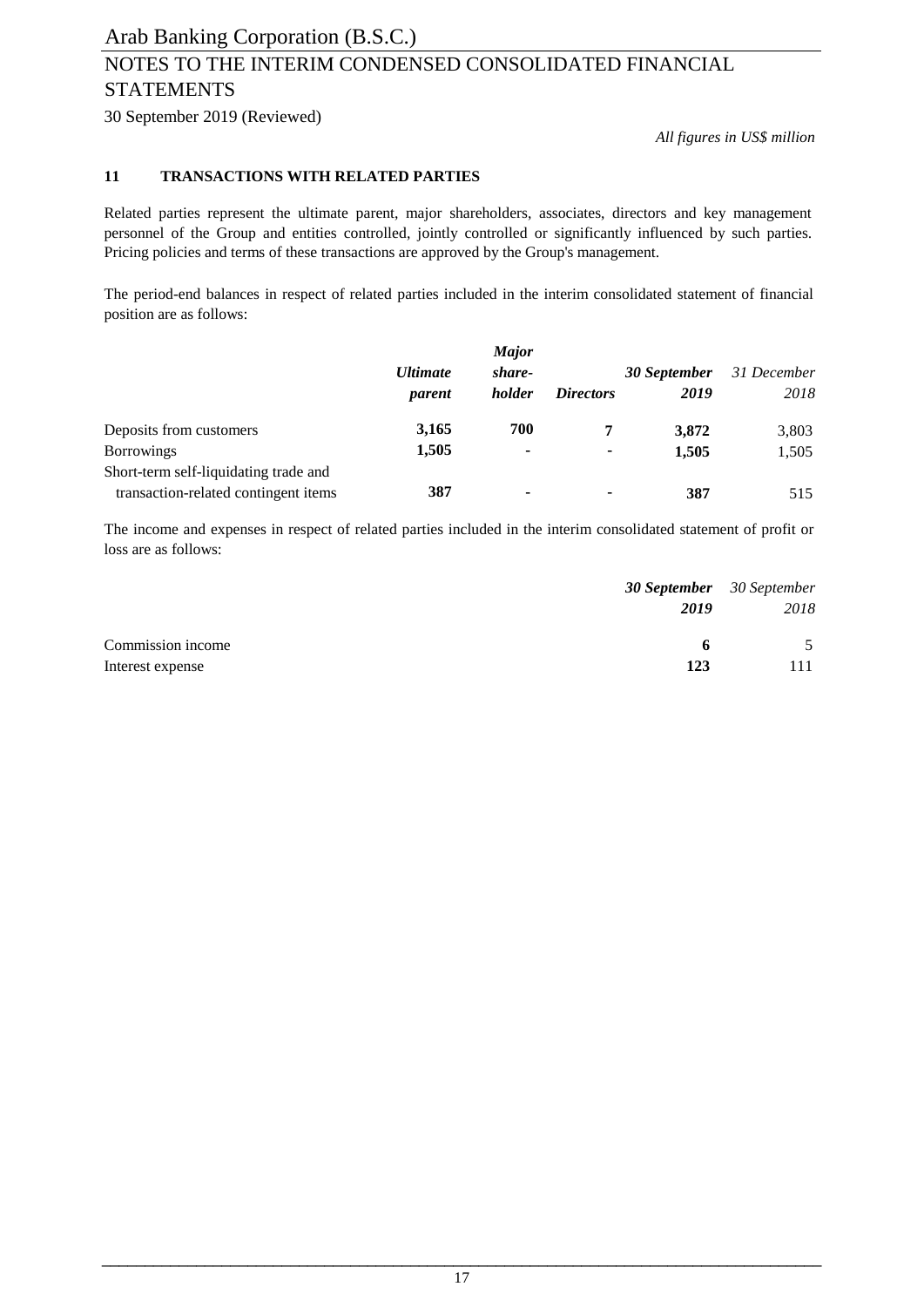All figures in US$ million

## 11 TRANSACTIONS WITH RELATED PARTIES

Related parties represent the ultimate parent, major shareholders, associates, directors and key management personnel of the Group and entities controlled, jointly controlled or significantly influenced by such parties. Pricing policies and terms of these transactions are approved by the Group's management.

The period-end balances in respect of related parties included in the interim consolidated statement of financial position are as follows:

| | *Ultimate parent* | *Major share-holder* | *Directors* | *30 September 2019* | *31 December 2018* |
|---|---|---|---|---|---|
| Deposits from customers | **3,165** | **700** | **7** | **3,872** | 3,803 |
| Borrowings | **1,505** | **-** | **-** | **1,505** | 1,505 |
| Short-term self-liquidating trade and transaction-related contingent items | **387** | **-** | **-** | **387** | 515 |

The income and expenses in respect of related parties included in the interim consolidated statement of profit or loss are as follows:

| | *30 September 2019* | *30 September 2018* |
|---|---|---|
| Commission income | **6** | 5 |
| Interest expense | **123** | 111 |